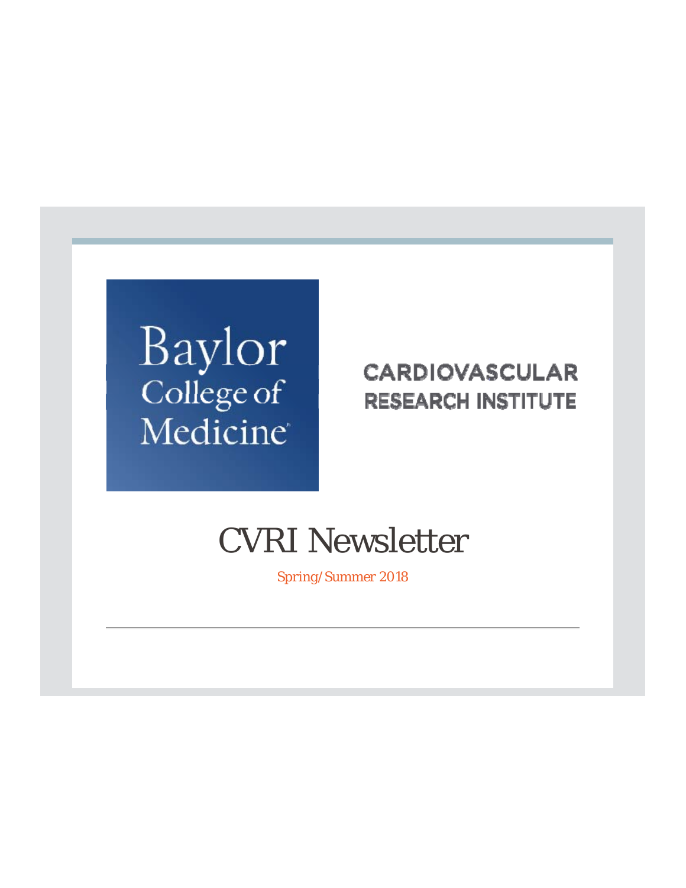Baylor College of Medicine

CARDIOVASCULAR RESEARCH INSTITUTE

# CVRI Newsletter

Spring/Summer 2018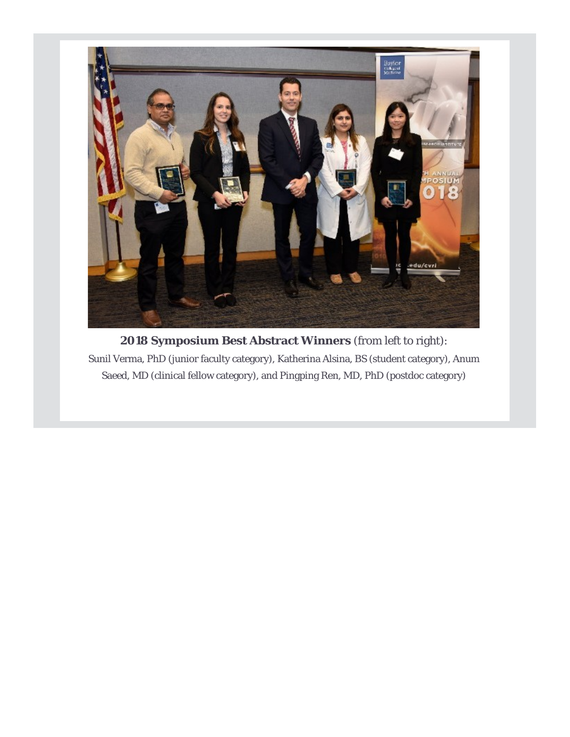**2018 Symposium Best Abstract Winners** (from left to right):
Sunil Verma, PhD (junior faculty category), Katherina Alsina, BS (student category), Anum Saeed, MD (clinical fellow category), and Pingping Ren, MD, PhD (postdoc category)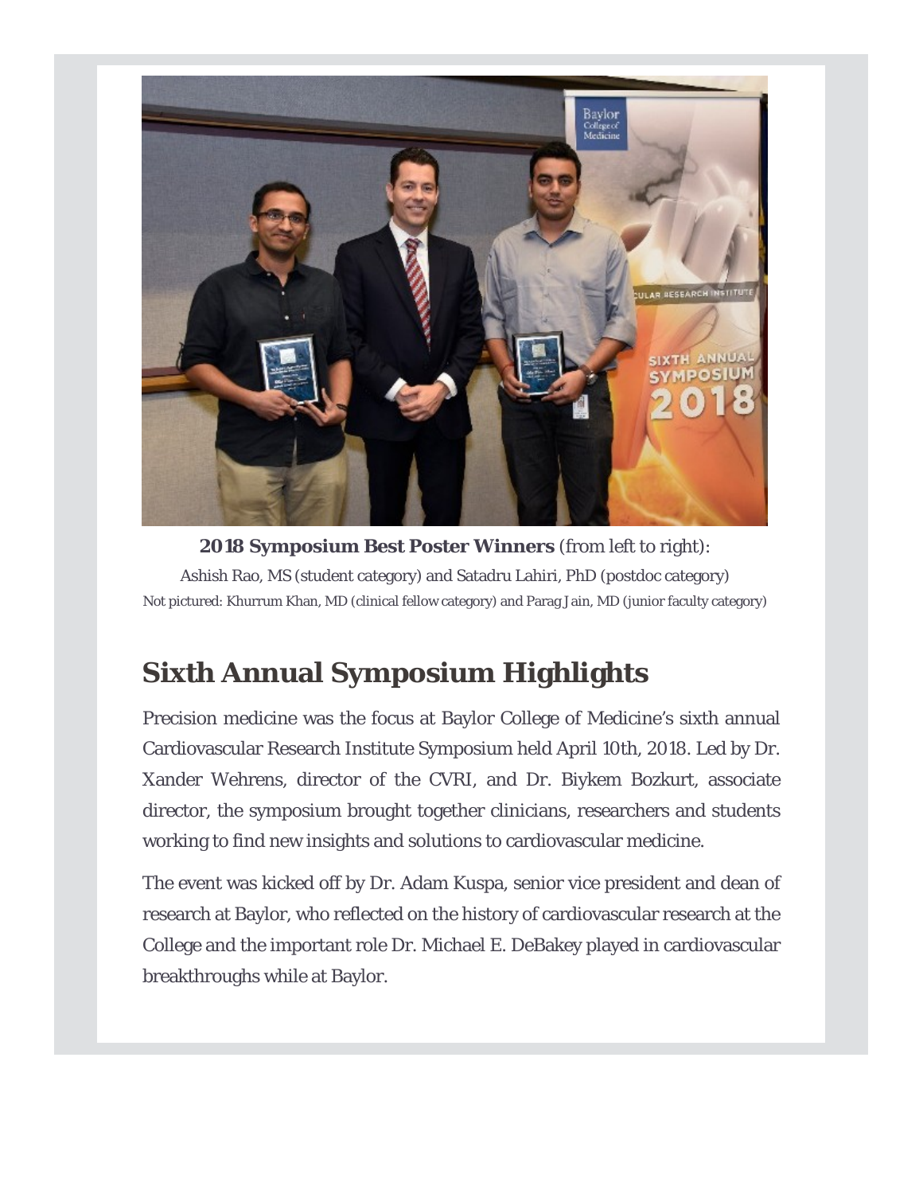**2018 Symposium Best Poster Winners** (from left to right):

Ashish Rao, MS (student category) and Satadru Lahiri, PhD (postdoc category)

Not pictured: Khurrum Khan, MD (clinical fellow category) and Parag Jain, MD (junior faculty category)

## Sixth Annual Symposium Highlights

Precision medicine was the focus at Baylor College of Medicine's sixth annual Cardiovascular Research Institute Symposium held April 10th, 2018. Led by Dr. Xander Wehrens, director of the CVRI, and Dr. Biykem Bozkurt, associate director, the symposium brought together clinicians, researchers and students working to find new insights and solutions to cardiovascular medicine.

The event was kicked off by Dr. Adam Kuspa, senior vice president and dean of research at Baylor, who reflected on the history of cardiovascular research at the College and the important role Dr. Michael E. DeBakey played in cardiovascular breakthroughs while at Baylor.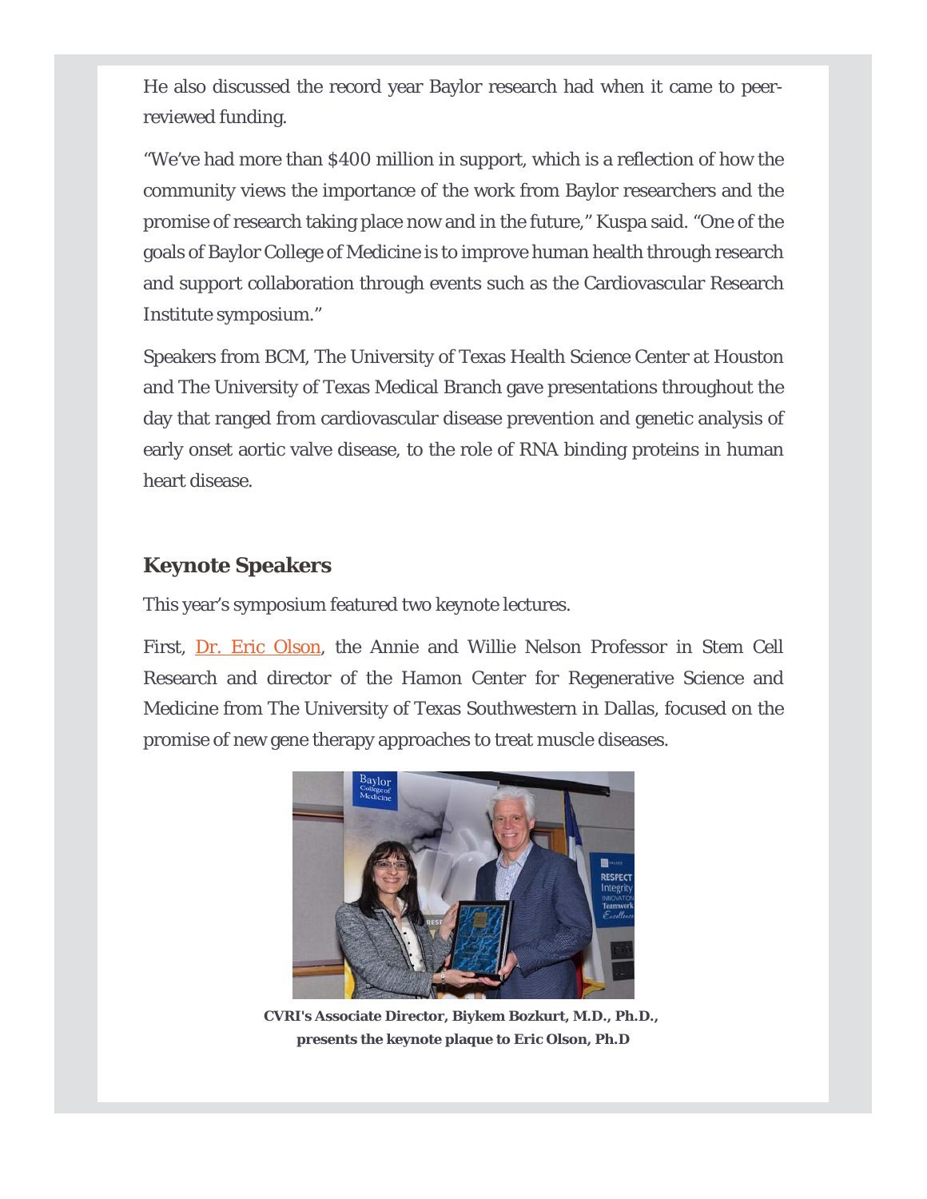He also discussed the record year Baylor research had when it came to peer-reviewed funding.

"We've had more than $400 million in support, which is a reflection of how the community views the importance of the work from Baylor researchers and the promise of research taking place now and in the future," Kuspa said. "One of the goals of Baylor College of Medicine is to improve human health through research and support collaboration through events such as the Cardiovascular Research Institute symposium."

Speakers from BCM, The University of Texas Health Science Center at Houston and The University of Texas Medical Branch gave presentations throughout the day that ranged from cardiovascular disease prevention and genetic analysis of early onset aortic valve disease, to the role of RNA binding proteins in human heart disease.

### Keynote Speakers

This year's symposium featured two keynote lectures.

First, Dr. Eric Olson, the Annie and Willie Nelson Professor in Stem Cell Research and director of the Hamon Center for Regenerative Science and Medicine from The University of Texas Southwestern in Dallas, focused on the promise of new gene therapy approaches to treat muscle diseases.

**CVRI's Associate Director, Biykem Bozkurt, M.D., Ph.D., presents the keynote plaque to Eric Olson, Ph.D**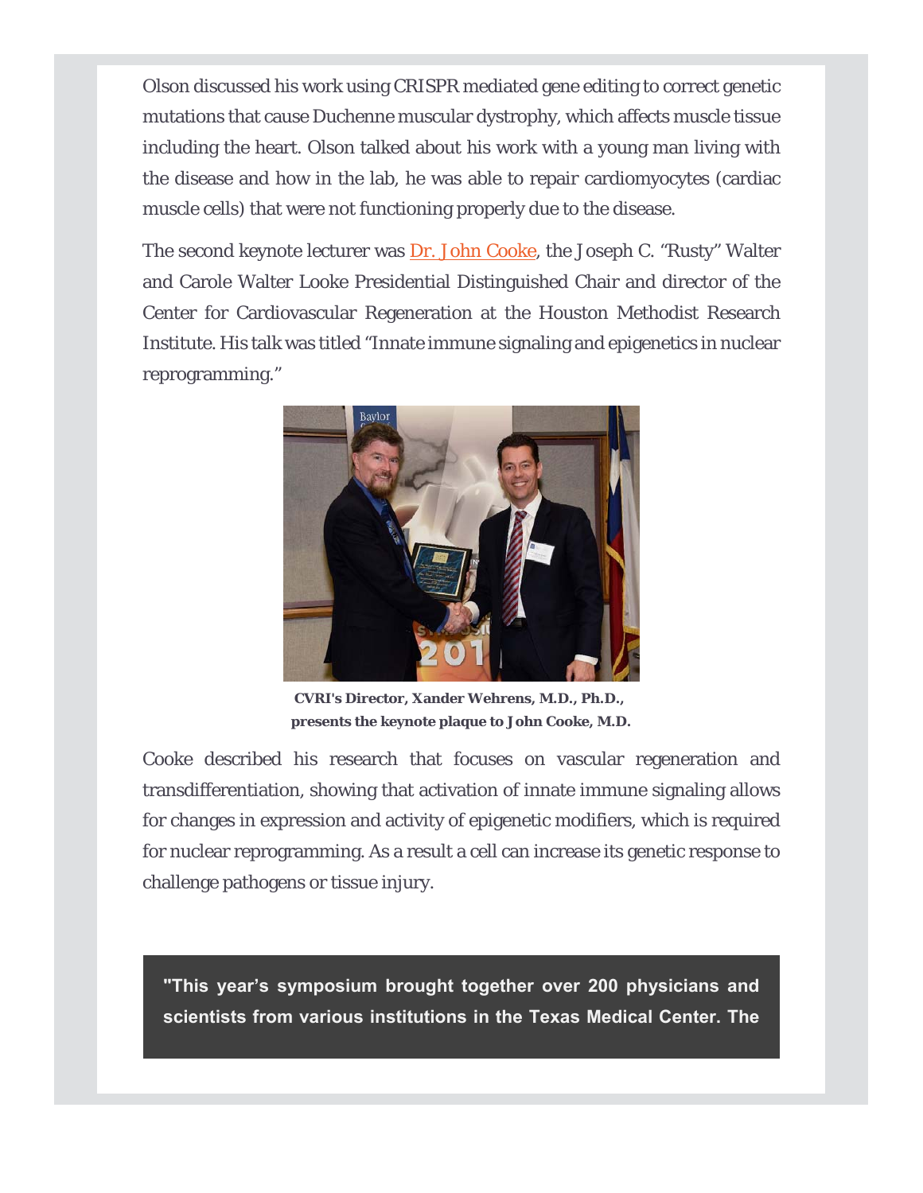Olson discussed his work using CRISPR mediated gene editing to correct genetic mutations that cause Duchenne muscular dystrophy, which affects muscle tissue including the heart. Olson talked about his work with a young man living with the disease and how in the lab, he was able to repair cardiomyocytes (cardiac muscle cells) that were not functioning properly due to the disease.

The second keynote lecturer was Dr. John Cooke, the Joseph C. "Rusty" Walter and Carole Walter Looke Presidential Distinguished Chair and director of the Center for Cardiovascular Regeneration at the Houston Methodist Research Institute. His talk was titled "Innate immune signaling and epigenetics in nuclear reprogramming."

**CVRI's Director, Xander Wehrens, M.D., Ph.D., presents the keynote plaque to John Cooke, M.D.**

Cooke described his research that focuses on vascular regeneration and transdifferentiation, showing that activation of innate immune signaling allows for changes in expression and activity of epigenetic modifiers, which is required for nuclear reprogramming. As a result a cell can increase its genetic response to challenge pathogens or tissue injury.

**"This year's symposium brought together over 200 physicians and scientists from various institutions in the Texas Medical Center. The**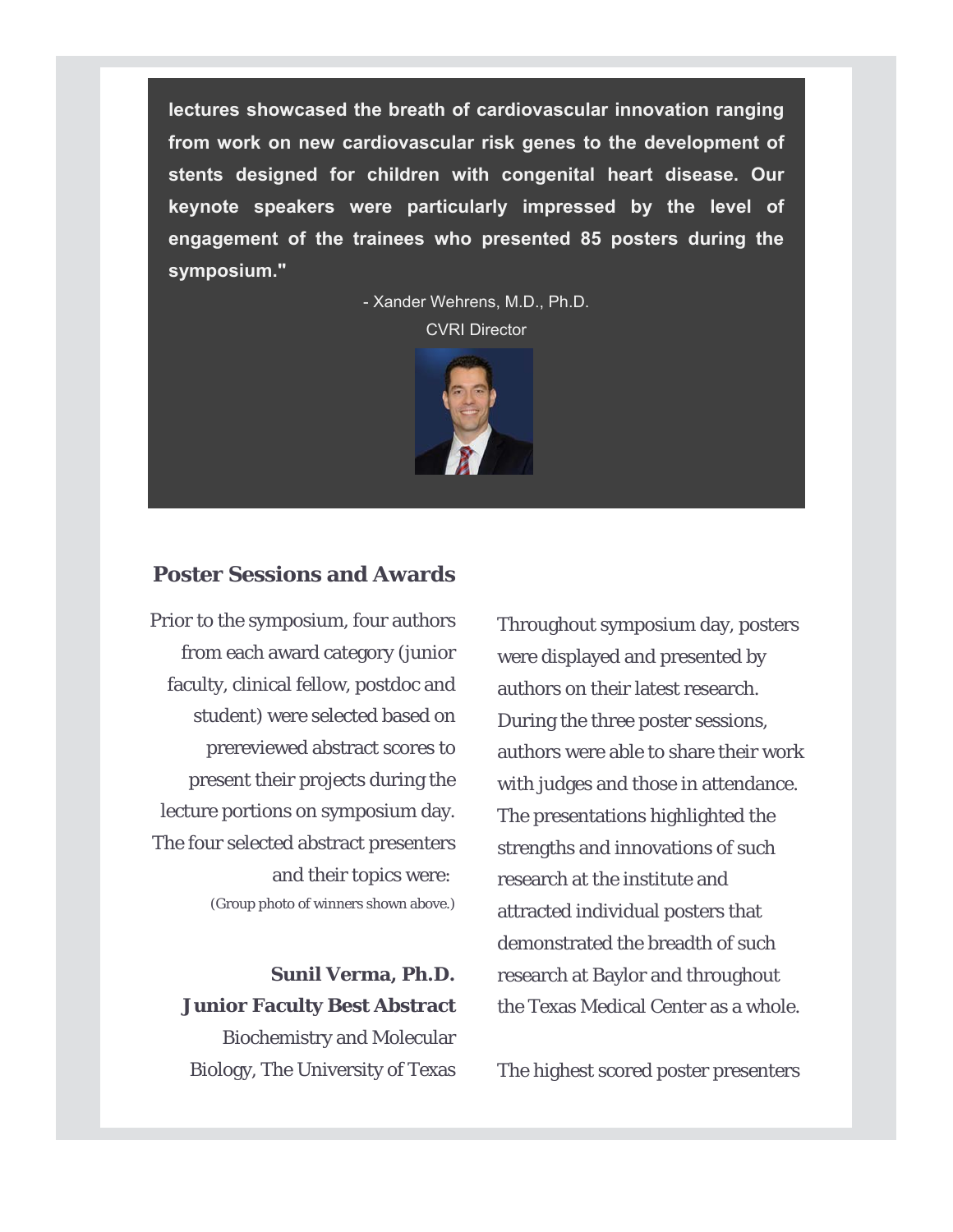**lectures showcased the breath of cardiovascular innovation ranging from work on new cardiovascular risk genes to the development of stents designed for children with congenital heart disease. Our keynote speakers were particularly impressed by the level of engagement of the trainees who presented 85 posters during the symposium."**

- Xander Wehrens, M.D., Ph.D.
CVRI Director

## Poster Sessions and Awards

Prior to the symposium, four authors from each award category (junior faculty, clinical fellow, postdoc and student) were selected based on prereviewed abstract scores to present their projects during the lecture portions on symposium day. The four selected abstract presenters and their topics were:

(Group photo of winners shown above.)

**Sunil Verma, Ph.D.**
**Junior Faculty Best Abstract**
Biochemistry and Molecular Biology, The University of Texas

Throughout symposium day, posters were displayed and presented by authors on their latest research. During the three poster sessions, authors were able to share their work with judges and those in attendance. The presentations highlighted the strengths and innovations of such research at the institute and attracted individual posters that demonstrated the breadth of such research at Baylor and throughout the Texas Medical Center as a whole.

The highest scored poster presenters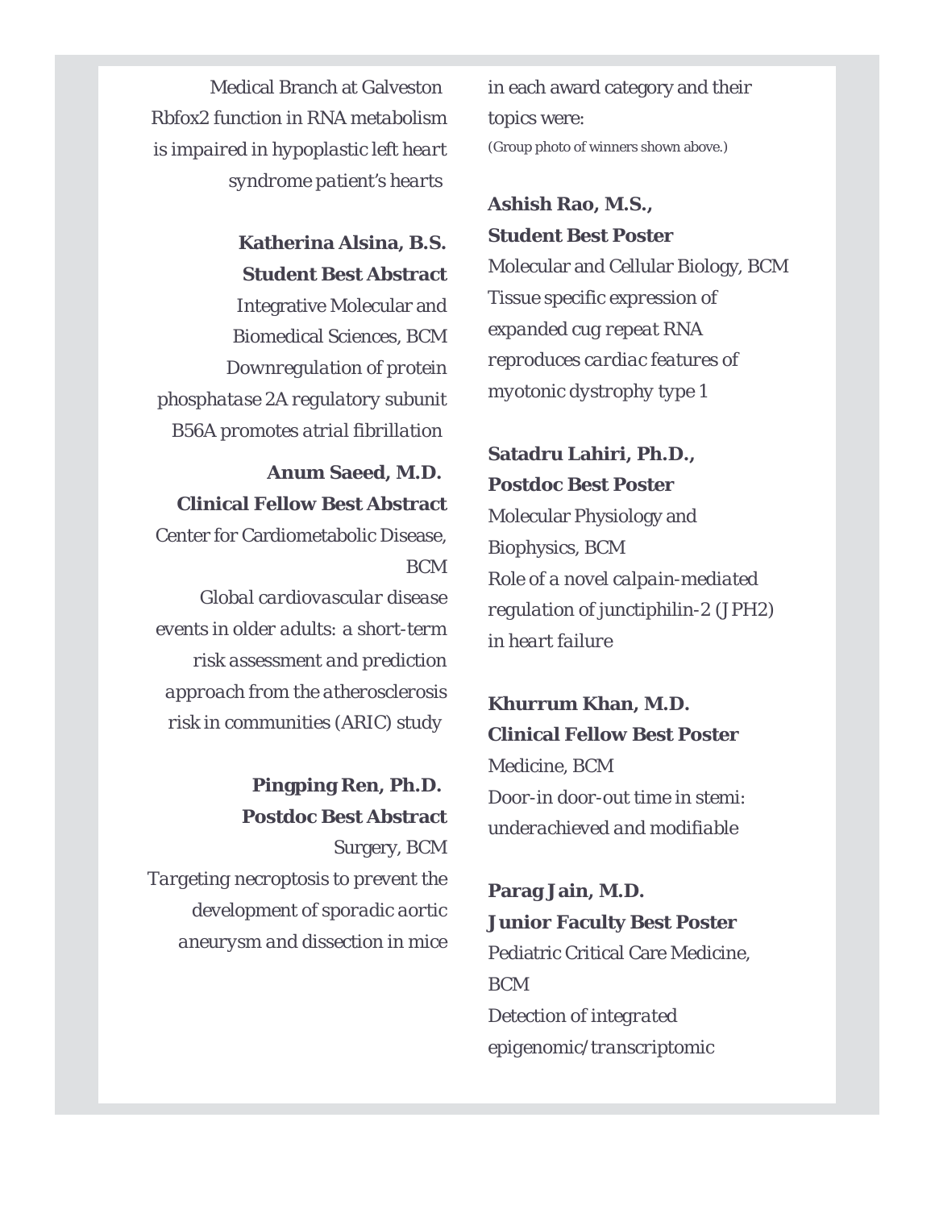Medical Branch at Galveston
*Rbfox2 function in RNA metabolism is impaired in hypoplastic left heart syndrome patient's hearts*

**Katherina Alsina, B.S.**
**Student Best Abstract**
Integrative Molecular and Biomedical Sciences, BCM
*Downregulation of protein phosphatase 2A regulatory subunit B56A promotes atrial fibrillation*

**Anum Saeed, M.D.**
**Clinical Fellow Best Abstract**
Center for Cardiometabolic Disease, BCM
*Global cardiovascular disease events in older adults: a short-term risk assessment and prediction approach from the atherosclerosis risk in communities (ARIC) study*

**Pingping Ren, Ph.D.**
**Postdoc Best Abstract**
Surgery, BCM
*Targeting necroptosis to prevent the development of sporadic aortic aneurysm and dissection in mice*

in each award category and their topics were:
(Group photo of winners shown above.)

**Ashish Rao, M.S.,**
**Student Best Poster**
Molecular and Cellular Biology, BCM
*Tissue specific expression of expanded cug repeat RNA reproduces cardiac features of myotonic dystrophy type 1*

**Satadru Lahiri, Ph.D.,**
**Postdoc Best Poster**
Molecular Physiology and Biophysics, BCM
*Role of a novel calpain-mediated regulation of junctiphilin-2 (JPH2) in heart failure*

**Khurrum Khan, M.D.**
**Clinical Fellow Best Poster**
Medicine, BCM
*Door-in door-out time in stemi: underachieved and modifiable*

**Parag Jain, M.D.**
**Junior Faculty Best Poster**
Pediatric Critical Care Medicine, BCM
*Detection of integrated epigenomic/transcriptomic*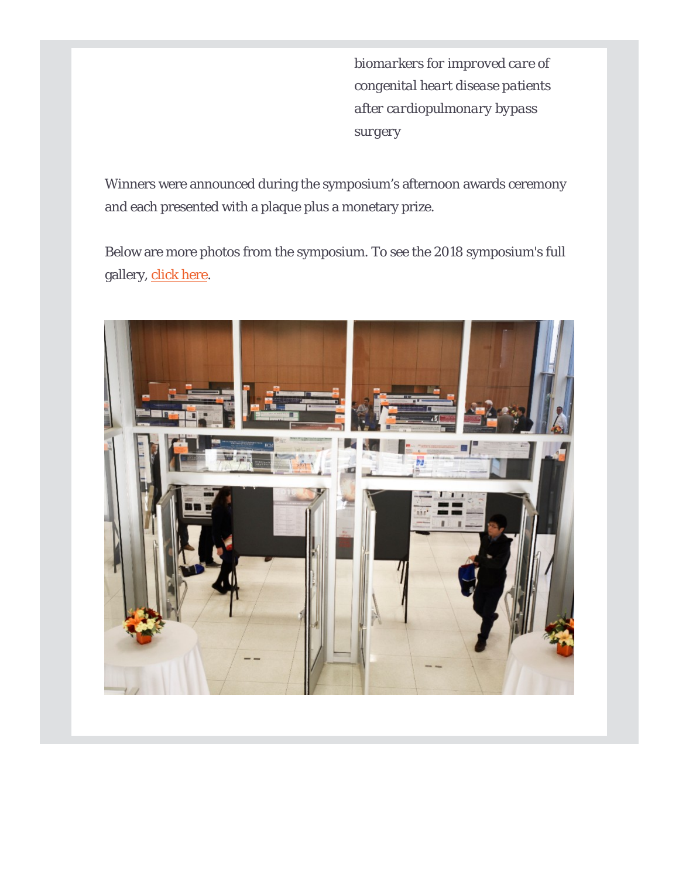*biomarkers for improved care of congenital heart disease patients after cardiopulmonary bypass surgery*

Winners were announced during the symposium’s afternoon awards ceremony and each presented with a plaque plus a monetary prize.

Below are more photos from the symposium. To see the 2018 symposium's full gallery, click here.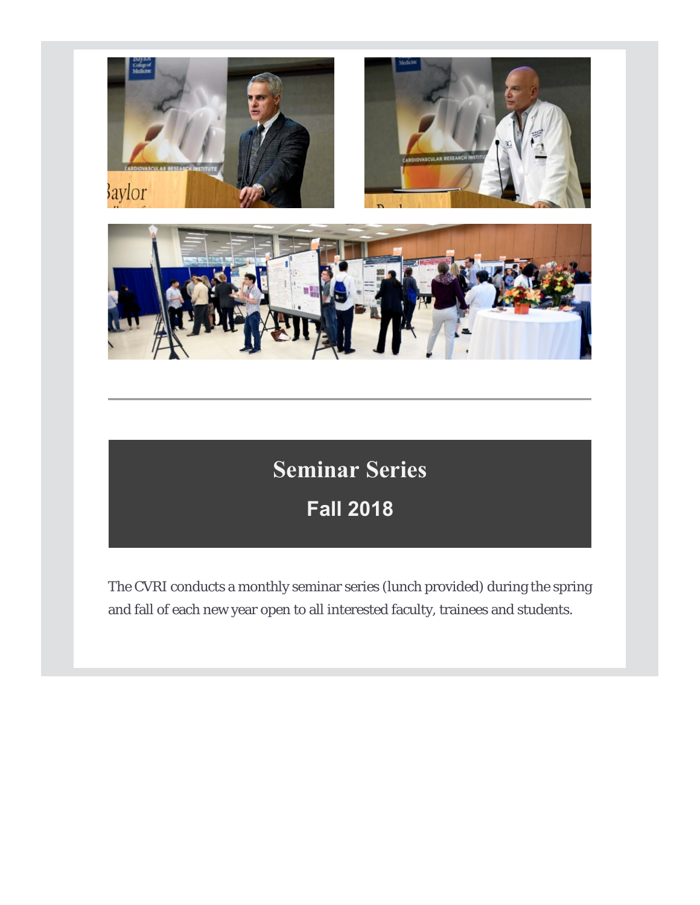## Seminar Series

### Fall 2018

The CVRI conducts a monthly seminar series (lunch provided) during the spring and fall of each new year open to all interested faculty, trainees and students.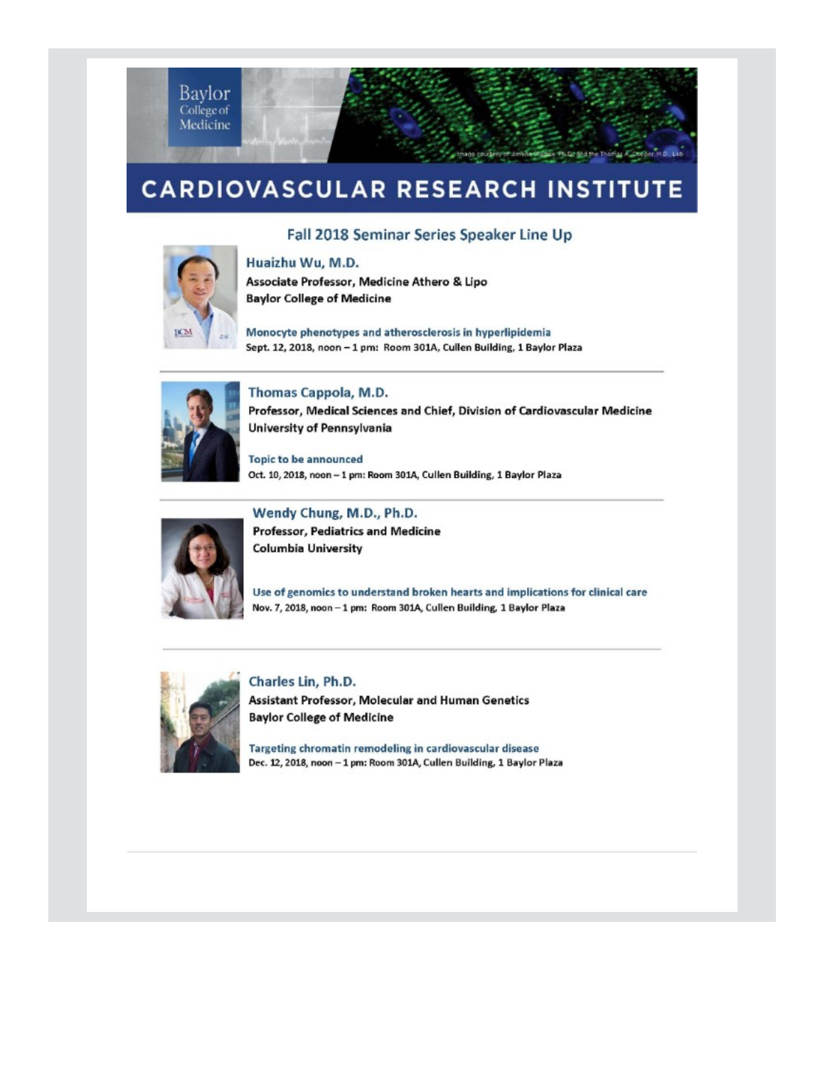Baylor College of Medicine

Image courtesy of Amena Wilusz, Ph.D. and the Thomas A. Cooper, M.D. Lab

# CARDIOVASCULAR RESEARCH INSTITUTE

## Fall 2018 Seminar Series Speaker Line Up

### Huaizhu Wu, M.D.

**Associate Professor, Medicine Athero & Lipo**
**Baylor College of Medicine**

Monocyte phenotypes and atherosclerosis in hyperlipidemia
**Sept. 12, 2018, noon – 1 pm: Room 301A, Cullen Building, 1 Baylor Plaza**

---

### Thomas Cappola, M.D.

**Professor, Medical Sciences and Chief, Division of Cardiovascular Medicine**
**University of Pennsylvania**

Topic to be announced
**Oct. 10, 2018, noon – 1 pm: Room 301A, Cullen Building, 1 Baylor Plaza**

---

### Wendy Chung, M.D., Ph.D.

**Professor, Pediatrics and Medicine**
**Columbia University**

Use of genomics to understand broken hearts and implications for clinical care
**Nov. 7, 2018, noon – 1 pm: Room 301A, Cullen Building, 1 Baylor Plaza**

---

### Charles Lin, Ph.D.

**Assistant Professor, Molecular and Human Genetics**
**Baylor College of Medicine**

Targeting chromatin remodeling in cardiovascular disease
**Dec. 12, 2018, noon – 1 pm: Room 301A, Cullen Building, 1 Baylor Plaza**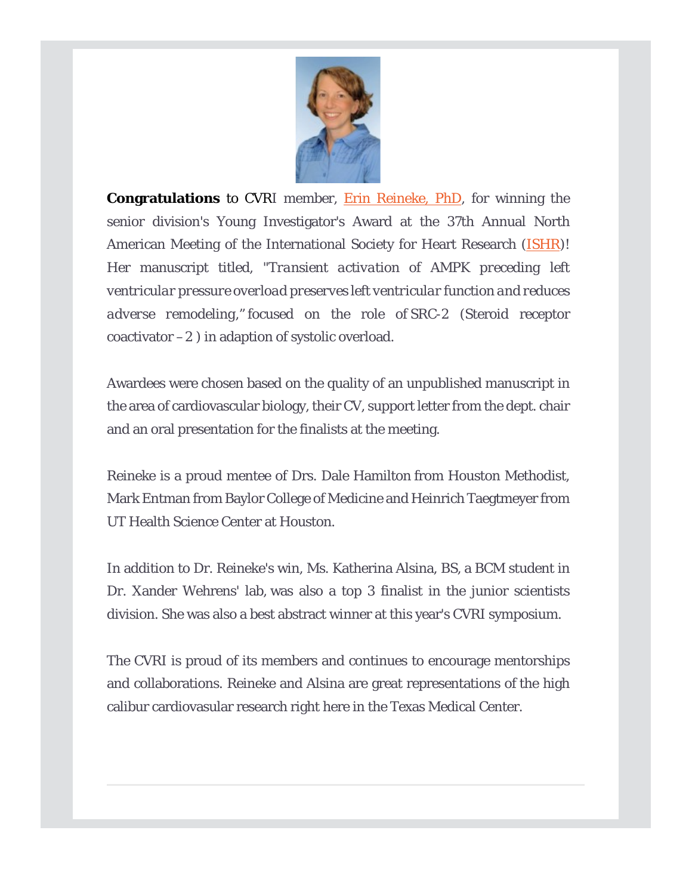**Congratulations** to CVRI member, Erin Reineke, PhD, for winning the senior division's Young Investigator's Award at the 37th Annual North American Meeting of the International Society for Heart Research (ISHR)! Her manuscript titled, "*Transient activation of AMPK preceding left ventricular pressure overload preserves left ventricular function and reduces adverse remodeling,"* focused on the role of SRC-2 (Steroid receptor coactivator – 2 ) in adaption of systolic overload.

Awardees were chosen based on the quality of an unpublished manuscript in the area of cardiovascular biology, their CV, support letter from the dept. chair and an oral presentation for the finalists at the meeting.

Reineke is a proud mentee of Drs. Dale Hamilton from Houston Methodist, Mark Entman from Baylor College of Medicine and Heinrich Taegtmeyer from UT Health Science Center at Houston.

In addition to Dr. Reineke's win, Ms. Katherina Alsina, BS, a BCM student in Dr. Xander Wehrens' lab, was also a top 3 finalist in the junior scientists division. She was also a best abstract winner at this year's CVRI symposium.

The CVRI is proud of its members and continues to encourage mentorships and collaborations. Reineke and Alsina are great representations of the high calibur cardiovasular research right here in the Texas Medical Center.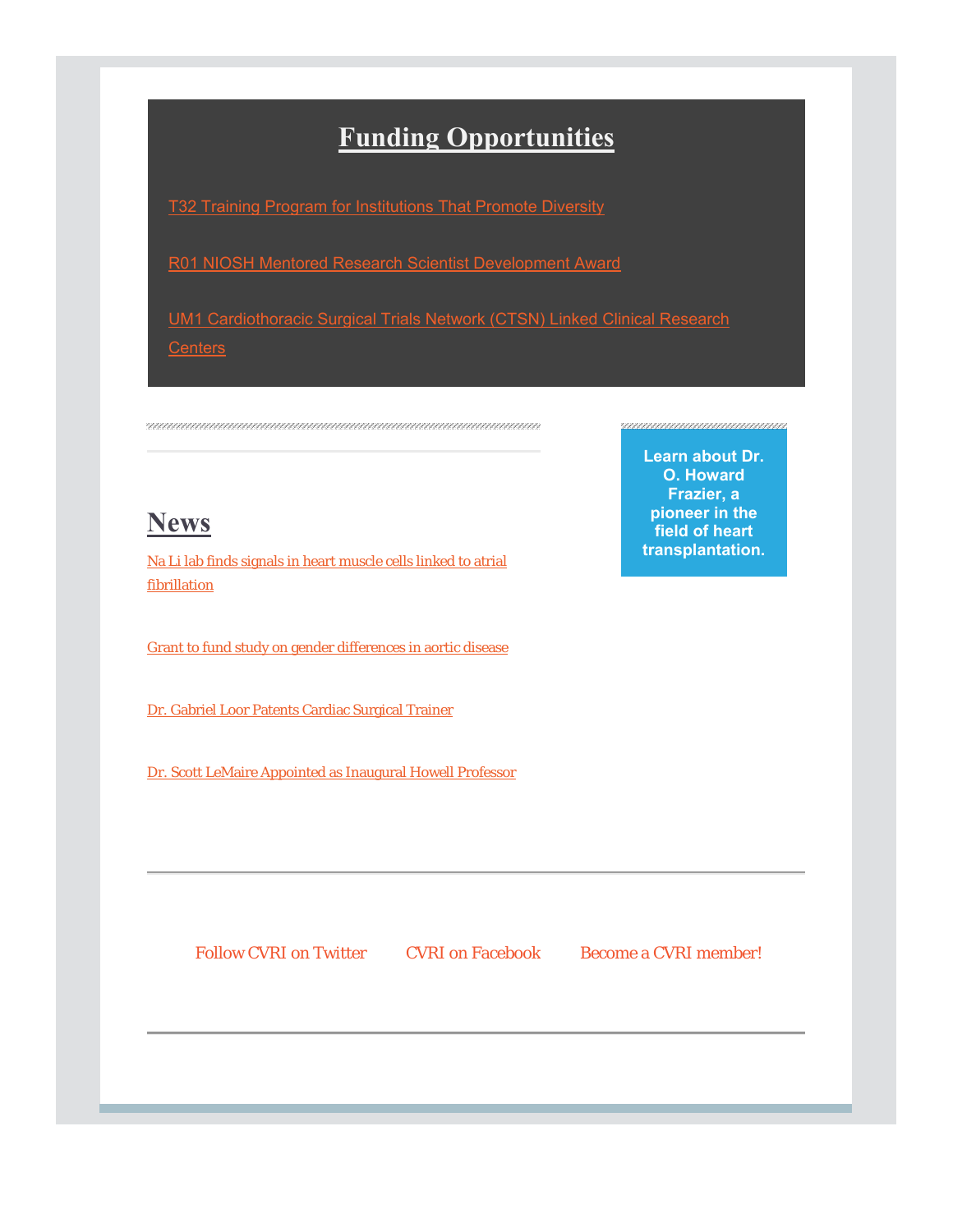# Funding Opportunities

T32 Training Program for Institutions That Promote Diversity

R01 NIOSH Mentored Research Scientist Development Award

UM1 Cardiothoracic Surgical Trials Network (CTSN) Linked Clinical Research Centers

## News

Na Li lab finds signals in heart muscle cells linked to atrial fibrillation

Grant to fund study on gender differences in aortic disease

Dr. Gabriel Loor Patents Cardiac Surgical Trainer

Dr. Scott LeMaire Appointed as Inaugural Howell Professor

**Learn about Dr. O. Howard Frazier, a pioneer in the field of heart transplantation.**

Follow CVRI on Twitter    CVRI on Facebook    Become a CVRI member!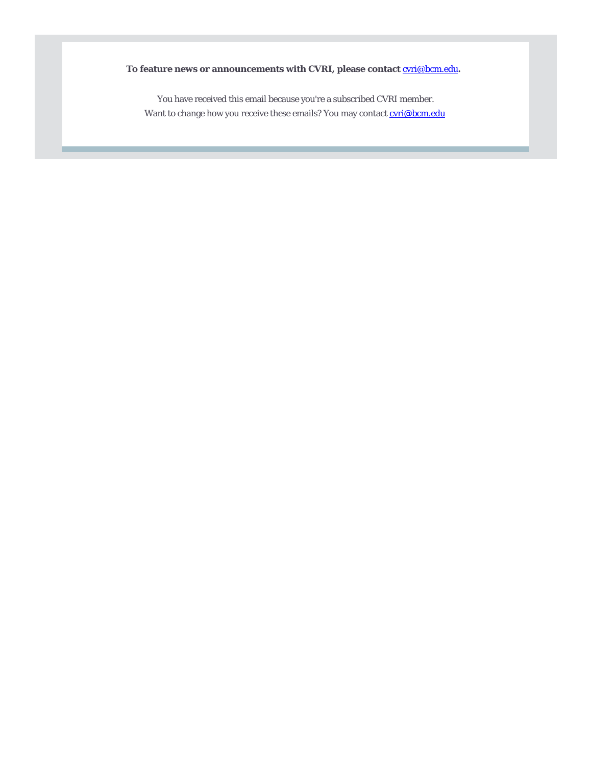**To feature news or announcements with CVRI, please contact cvri@bcm.edu.**

You have received this email because you're a subscribed CVRI member.
Want to change how you receive these emails? You may contact cvri@bcm.edu